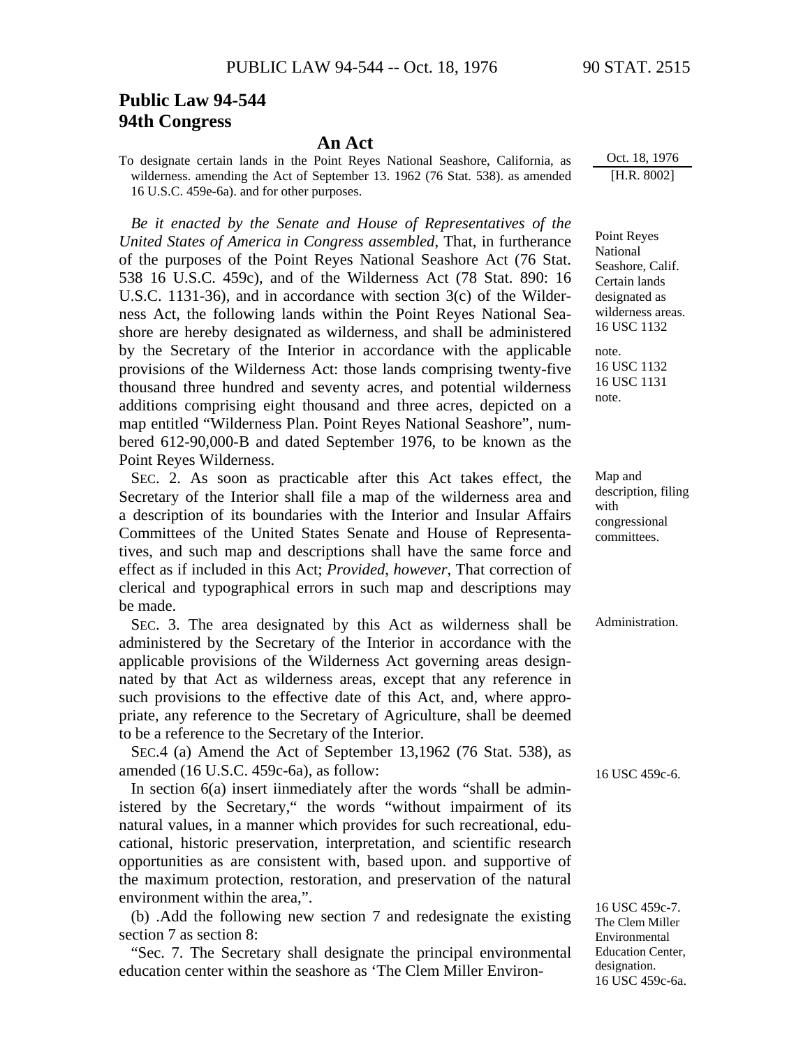# Public Law 94-544
# 94th Congress

## An Act

To designate certain lands in the Point Reyes National Seashore, California, as wilderness. amending the Act of September 13. 1962 (76 Stat. 538). as amended 16 U.S.C. 459e-6a). and for other purposes.

Oct. 18, 1976
[H.R. 8002]

*Be it enacted by the Senate and House of Representatives of the United States of America in Congress assembled*, That, in furtherance of the purposes of the Point Reyes National Seashore Act (76 Stat. 538 16 U.S.C. 459c), and of the Wilderness Act (78 Stat. 890: 16 U.S.C. 1131-36), and in accordance with section 3(c) of the Wilderness Act, the following lands within the Point Reyes National Seashore are hereby designated as wilderness, and shall be administered by the Secretary of the Interior in accordance with the applicable provisions of the Wilderness Act: those lands comprising twenty-five thousand three hundred and seventy acres, and potential wilderness additions comprising eight thousand and three acres, depicted on a map entitled "Wilderness Plan. Point Reyes National Seashore", numbered 612-90,000-B and dated September 1976, to be known as the Point Reyes Wilderness.

Point Reyes National Seashore, Calif. Certain lands designated as wilderness areas. 16 USC 1132 note. 16 USC 1132 16 USC 1131 note.

SEC. 2. As soon as practicable after this Act takes effect, the Secretary of the Interior shall file a map of the wilderness area and a description of its boundaries with the Interior and Insular Affairs Committees of the United States Senate and House of Representatives, and such map and descriptions shall have the same force and effect as if included in this Act; *Provided, however*, That correction of clerical and typographical errors in such map and descriptions may be made.

Map and description, filing with congressional committees.

SEC. 3. The area designated by this Act as wilderness shall be administered by the Secretary of the Interior in accordance with the applicable provisions of the Wilderness Act governing areas designated by that Act as wilderness areas, except that any reference in such provisions to the effective date of this Act, and, where appropriate, any reference to the Secretary of Agriculture, shall be deemed to be a reference to the Secretary of the Interior.

Administration.

SEC.4 (a) Amend the Act of September 13,1962 (76 Stat. 538), as amended (16 U.S.C. 459c-6a), as follow:

16 USC 459c-6.

In section 6(a) insert iinmediately after the words "shall be administered by the Secretary," the words "without impairment of its natural values, in a manner which provides for such recreational, educational, historic preservation, interpretation, and scientific research opportunities as are consistent with, based upon. and supportive of the maximum protection, restoration, and preservation of the natural environment within the area,".

(b) .Add the following new section 7 and redesignate the existing section 7 as section 8:

16 USC 459c-7. The Clem Miller Environmental Education Center, designation. 16 USC 459c-6a.

"Sec. 7. The Secretary shall designate the principal environmental education center within the seashore as 'The Clem Miller Environ-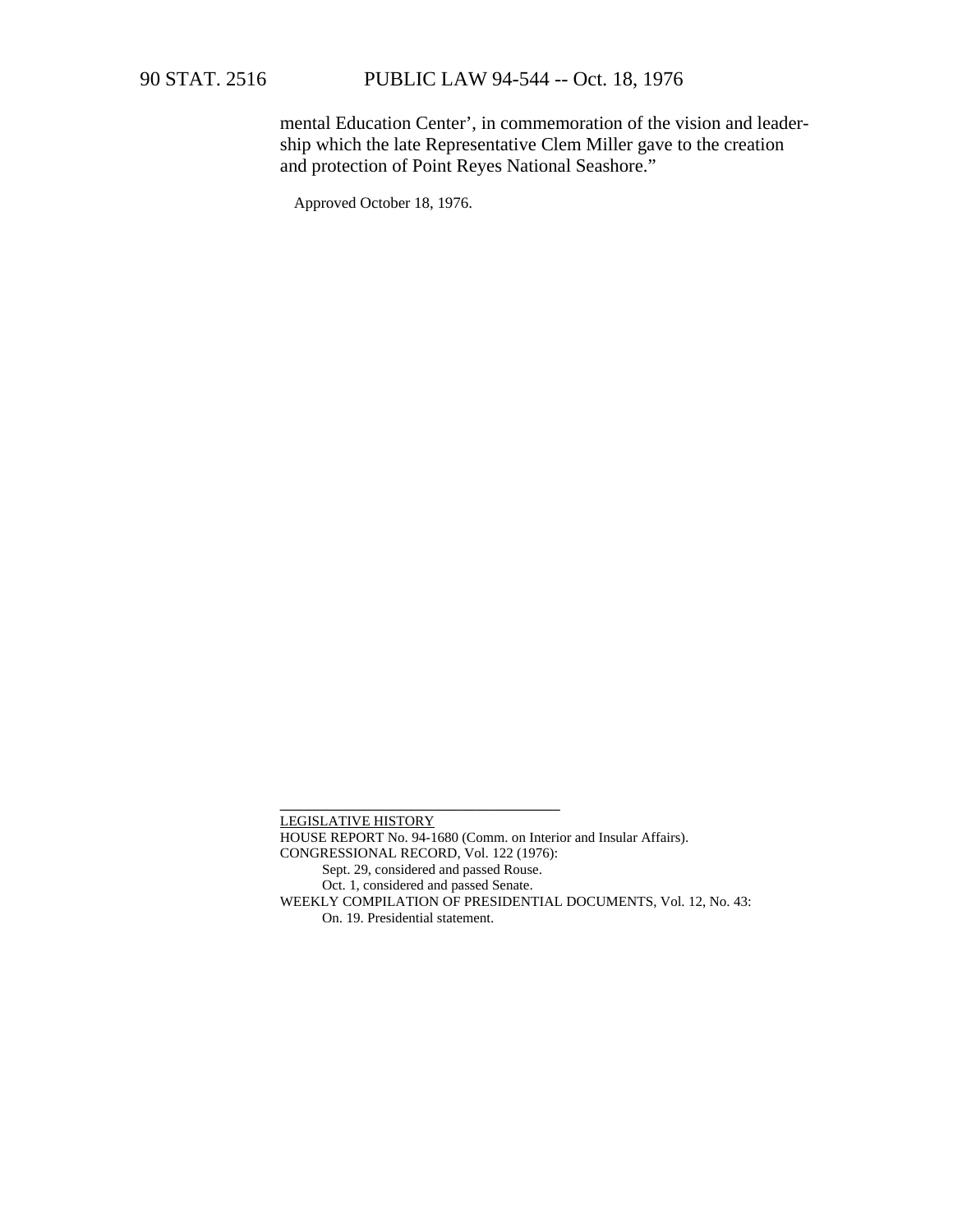mental Education Center', in commemoration of the vision and leadership which the late Representative Clem Miller gave to the creation and protection of Point Reyes National Seashore."

Approved October 18, 1976.

---

LEGISLATIVE HISTORY

HOUSE REPORT No. 94-1680 (Comm. on Interior and Insular Affairs).

CONGRESSIONAL RECORD, Vol. 122 (1976):

Sept. 29, considered and passed Rouse.

Oct. 1, considered and passed Senate.

WEEKLY COMPILATION OF PRESIDENTIAL DOCUMENTS, Vol. 12, No. 43:

On. 19. Presidential statement.